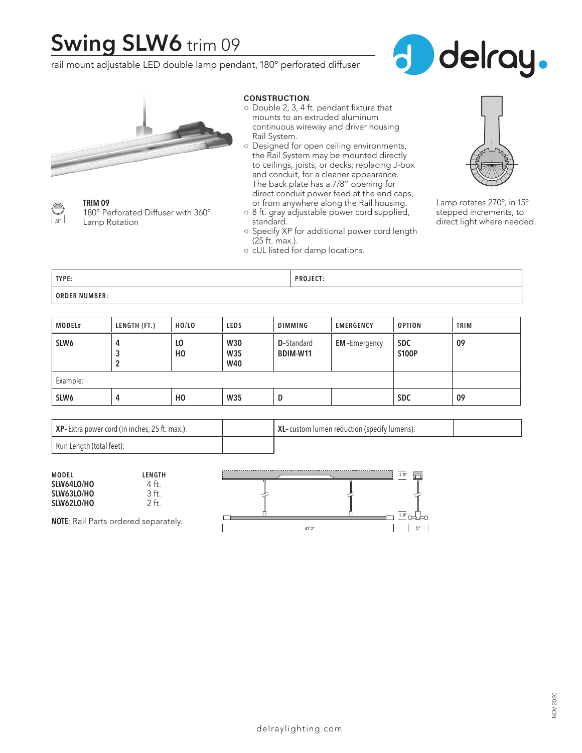# Swing SLW6 trim 09

rail mount adjustable LED double lamp pendant, 180° perforated diffuser

**TRIM 09**
180° Perforated Diffuser with 360° Lamp Rotation

.9"

**CONSTRUCTION**

- Double 2, 3, 4 ft. pendant fixture that mounts to an extruded aluminum continuous wireway and driver housing Rail System.
- Designed for open ceiling environments, the Rail System may be mounted directly to ceilings, joists, or decks; replacing J-box and conduit, for a cleaner appearance. The back plate has a 7/8" opening for direct conduit power feed at the end caps, or from anywhere along the Rail housing.
- 8 ft. gray adjustable power cord supplied, standard.
- Specify XP for additional power cord length (25 ft. max.).
- cUL listed for damp locations.

Lamp rotates 270°, in 15° stepped increments, to direct light where needed.

| TYPE: | PROJECT: |
|---|---|
| ORDER NUMBER: | |

| MODEL# | LENGTH (FT.) | HO/LO | LEDS | DIMMING | EMERGENCY | OPTION | TRIM |
|---|---|---|---|---|---|---|---|
| **SLW6** | **4**<br>**3**<br>**2** | **LO**<br>**HO** | **W30**<br>**W35**<br>**W40** | **D**-Standard<br>**BDIM-W11** | **EM**-Emergency | **SDC**<br>**S100P** | **09** |
| Example: | | | | | | | |
| **SLW6** | **4** | **HO** | **W35** | **D** | | **SDC** | **09** |

| **XP**- Extra power cord (in inches, 25 ft. max.): | | **XL**- custom lumen reduction (specify lumens): | |
|---|---|---|---|
| Run Length (total feet): | | | |

| MODEL | LENGTH |
|---|---|
| **SLW64LO/HO** | 4 ft. |
| **SLW63LO/HO** | 3 ft. |
| **SLW62LO/HO** | 2 ft. |

**NOTE**: Rail Parts ordered separately.

1.9"
1.9"
47.2"
5"

NOV 2020

delraylighting.com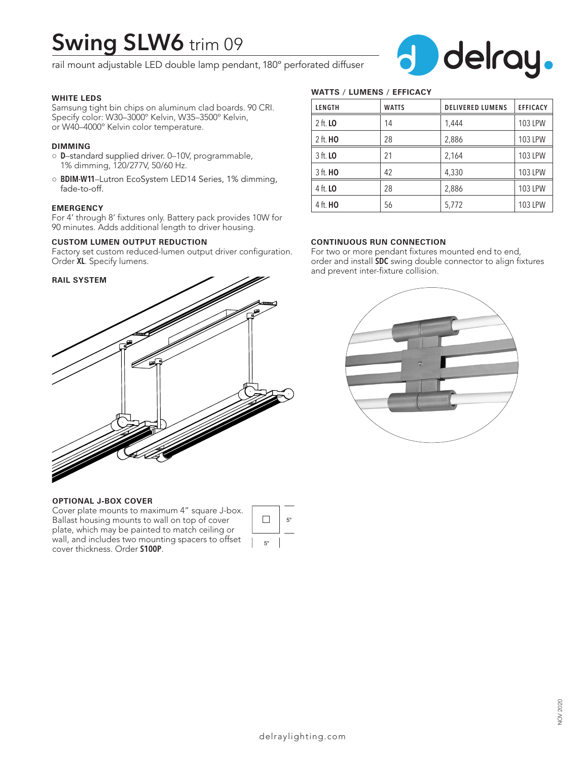# Swing SLW6 trim 09

rail mount adjustable LED double lamp pendant, 180° perforated diffuser

### WHITE LEDS

Samsung tight bin chips on aluminum clad boards. 90 CRI. Specify color: W30–3000° Kelvin, W35–3500° Kelvin, or W40–4000° Kelvin color temperature.

### DIMMING

- **D**–standard supplied driver. 0–10V, programmable, 1% dimming, 120/277V, 50/60 Hz.
- **BDIM-W11**–Lutron EcoSystem LED14 Series, 1% dimming, fade-to-off.

### EMERGENCY

For 4' through 8' fixtures only. Battery pack provides 10W for 90 minutes. Adds additional length to driver housing.

### CUSTOM LUMEN OUTPUT REDUCTION

Factory set custom reduced-lumen output driver configuration. Order **XL**. Specify lumens.

### RAIL SYSTEM

### OPTIONAL J-BOX COVER

Cover plate mounts to maximum 4" square J-box. Ballast housing mounts to wall on top of cover plate, which may be painted to match ceiling or wall, and includes two mounting spacers to offset cover thickness. Order **S100P**.

5"

5"

### WATTS / LUMENS / EFFICACY

| LENGTH | WATTS | DELIVERED LUMENS | EFFICACY |
|---|---|---|---|
| 2 ft. **LO** | 14 | 1,444 | 103 LPW |
| 2 ft. **HO** | 28 | 2,886 | 103 LPW |
| 3 ft. **LO** | 21 | 2,164 | 103 LPW |
| 3 ft. **HO** | 42 | 4,330 | 103 LPW |
| 4 ft. **LO** | 28 | 2,886 | 103 LPW |
| 4 ft. **HO** | 56 | 5,772 | 103 LPW |

### CONTINUOUS RUN CONNECTION

For two or more pendant fixtures mounted end to end, order and install **SDC** swing double connector to align fixtures and prevent inter-fixture collision.

NOV 2020